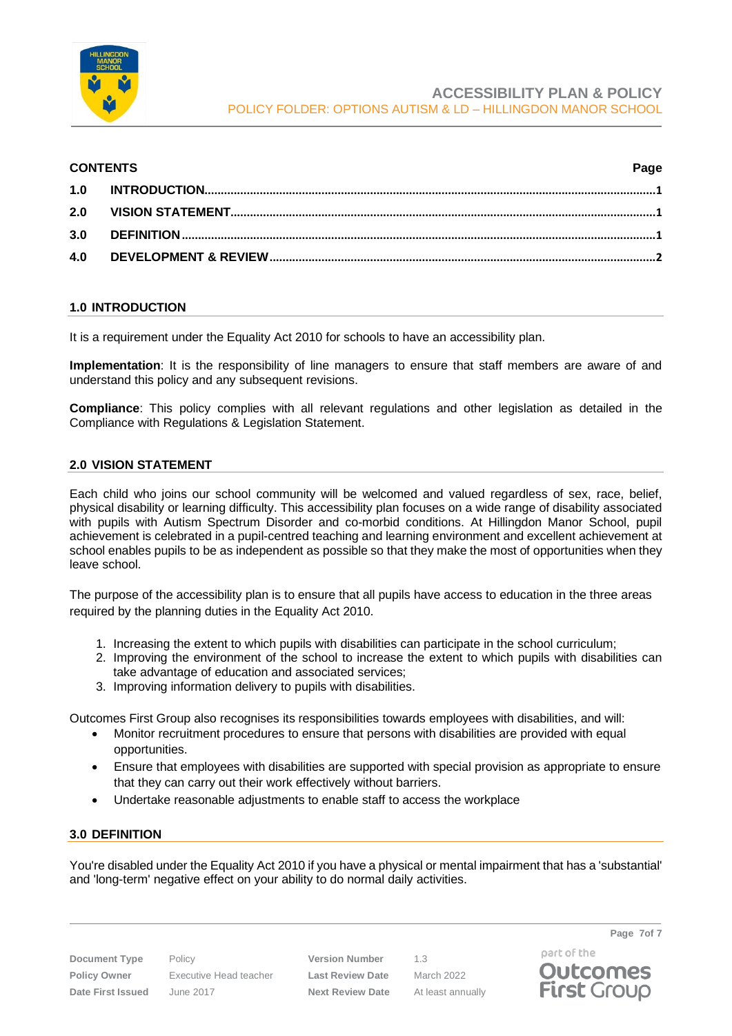# ACCESSIBILITY PLAN & POLICY

POLICY FOLDER: OPTIONS AUTISM & LD – HILLINGDON MANOR SCHOOL

| CONTENTS | | Page |
|---|---|---|
| 1.0 | INTRODUCTION | 1 |
| 2.0 | VISION STATEMENT | 1 |
| 3.0 | DEFINITION | 1 |
| 4.0 | DEVELOPMENT & REVIEW | 2 |

## 1.0 INTRODUCTION

It is a requirement under the Equality Act 2010 for schools to have an accessibility plan.

**Implementation**: It is the responsibility of line managers to ensure that staff members are aware of and understand this policy and any subsequent revisions.

**Compliance**: This policy complies with all relevant regulations and other legislation as detailed in the Compliance with Regulations & Legislation Statement.

## 2.0 VISION STATEMENT

Each child who joins our school community will be welcomed and valued regardless of sex, race, belief, physical disability or learning difficulty. This accessibility plan focuses on a wide range of disability associated with pupils with Autism Spectrum Disorder and co-morbid conditions. At Hillingdon Manor School, pupil achievement is celebrated in a pupil-centred teaching and learning environment and excellent achievement at school enables pupils to be as independent as possible so that they make the most of opportunities when they leave school.

The purpose of the accessibility plan is to ensure that all pupils have access to education in the three areas required by the planning duties in the Equality Act 2010.

1. Increasing the extent to which pupils with disabilities can participate in the school curriculum;
2. Improving the environment of the school to increase the extent to which pupils with disabilities can take advantage of education and associated services;
3. Improving information delivery to pupils with disabilities.

Outcomes First Group also recognises its responsibilities towards employees with disabilities, and will:

- Monitor recruitment procedures to ensure that persons with disabilities are provided with equal opportunities.
- Ensure that employees with disabilities are supported with special provision as appropriate to ensure that they can carry out their work effectively without barriers.
- Undertake reasonable adjustments to enable staff to access the workplace

## 3.0 DEFINITION

You're disabled under the Equality Act 2010 if you have a physical or mental impairment that has a 'substantial' and 'long-term' negative effect on your ability to do normal daily activities.

| Document Type | Policy | Version Number | 1.3 |
|---|---|---|---|
| Policy Owner | Executive Head teacher | Last Review Date | March 2022 |
| Date First Issued | June 2017 | Next Review Date | At least annually |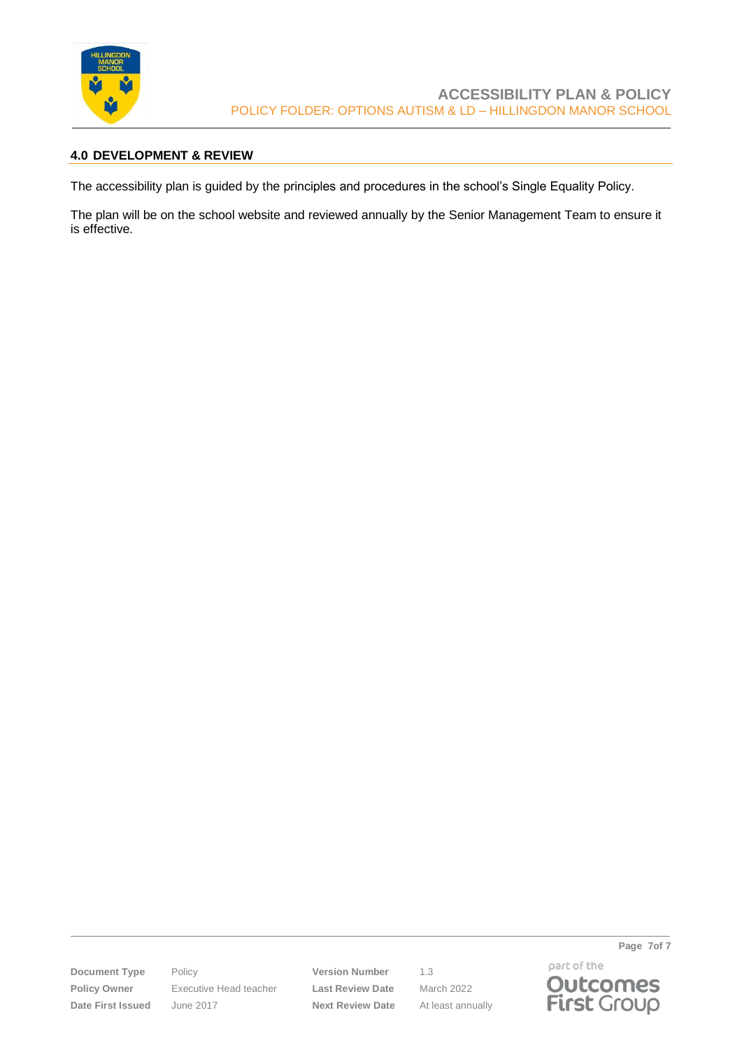## 4.0 DEVELOPMENT & REVIEW

The accessibility plan is guided by the principles and procedures in the school's Single Equality Policy.

The plan will be on the school website and reviewed annually by the Senior Management Team to ensure it is effective.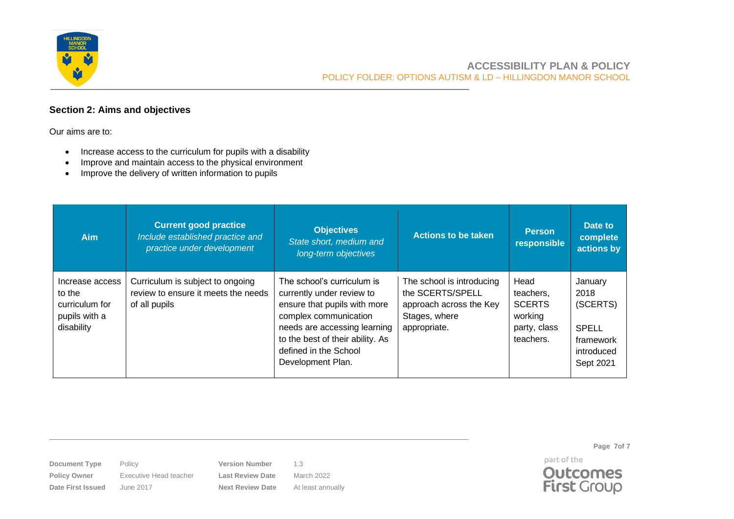## Section 2: Aims and objectives

Our aims are to:

- Increase access to the curriculum for pupils with a disability
- Improve and maintain access to the physical environment
- Improve the delivery of written information to pupils

| Aim | Current good practice<br>*Include established practice and practice under development* | Objectives<br>*State short, medium and long-term objectives* | Actions to be taken | Person responsible | Date to complete actions by |
|---|---|---|---|---|---|
| Increase access to the curriculum for pupils with a disability | Curriculum is subject to ongoing review to ensure it meets the needs of all pupils | The school's curriculum is currently under review to ensure that pupils with more complex communication needs are accessing learning to the best of their ability. As defined in the School Development Plan. | The school is introducing the SCERTS/SPELL approach across the Key Stages, where appropriate. | Head teachers, SCERTS working party, class teachers. | January 2018 (SCERTS)<br><br>SPELL framework introduced Sept 2021 |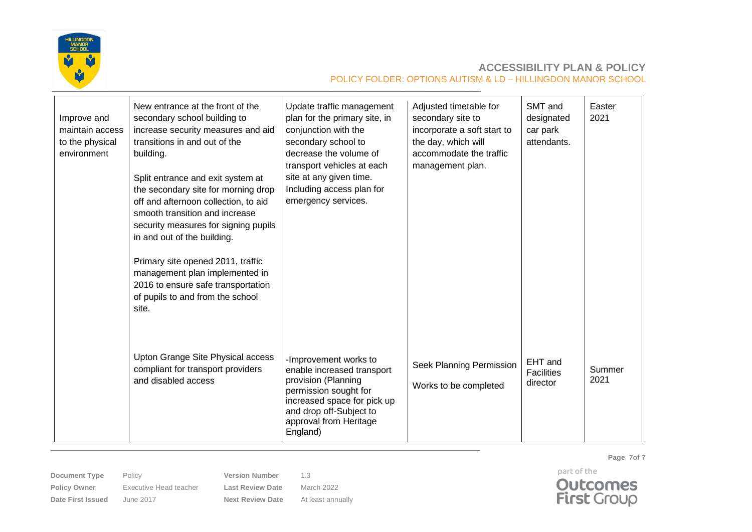| Improve and maintain access to the physical environment | New entrance at the front of the secondary school building to increase security measures and aid transitions in and out of the building.<br><br>Split entrance and exit system at the secondary site for morning drop off and afternoon collection, to aid smooth transition and increase security measures for signing pupils in and out of the building.<br><br>Primary site opened 2011, traffic management plan implemented in 2016 to ensure safe transportation of pupils to and from the school site. | Update traffic management plan for the primary site, in conjunction with the secondary school to decrease the volume of transport vehicles at each site at any given time. Including access plan for emergency services. | Adjusted timetable for secondary site to incorporate a soft start to the day, which will accommodate the traffic management plan. | SMT and designated car park attendants. | Easter 2021 |
|---|---|---|---|---|---|
| | Upton Grange Site Physical access compliant for transport providers and disabled access | -Improvement works to enable increased transport provision (Planning permission sought for increased space for pick up and drop off-Subject to approval from Heritage England) | Seek Planning Permission<br><br>Works to be completed | EHT and Facilities director | Summer 2021 |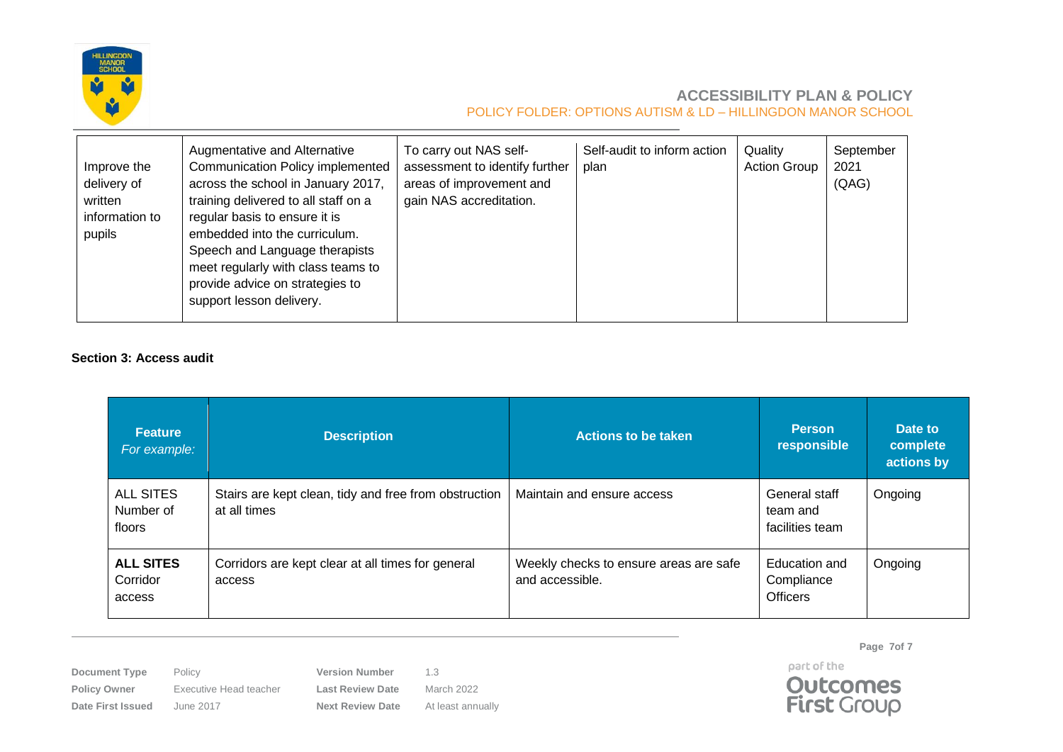| | | | | | |
|---|---|---|---|---|---|
| Improve the delivery of written information to pupils | Augmentative and Alternative Communication Policy implemented across the school in January 2017, training delivered to all staff on a regular basis to ensure it is embedded into the curriculum. Speech and Language therapists meet regularly with class teams to provide advice on strategies to support lesson delivery. | To carry out NAS self-assessment to identify further areas of improvement and gain NAS accreditation. | Self-audit to inform action plan | Quality Action Group | September 2021 (QAG) |

**Section 3: Access audit**

| **Feature** *For example:* | **Description** | **Actions to be taken** | **Person responsible** | **Date to complete actions by** |
|---|---|---|---|---|
| ALL SITES Number of floors | Stairs are kept clean, tidy and free from obstruction at all times | Maintain and ensure access | General staff team and facilities team | Ongoing |
| **ALL SITES** Corridor access | Corridors are kept clear at all times for general access | Weekly checks to ensure areas are safe and accessible. | Education and Compliance Officers | Ongoing |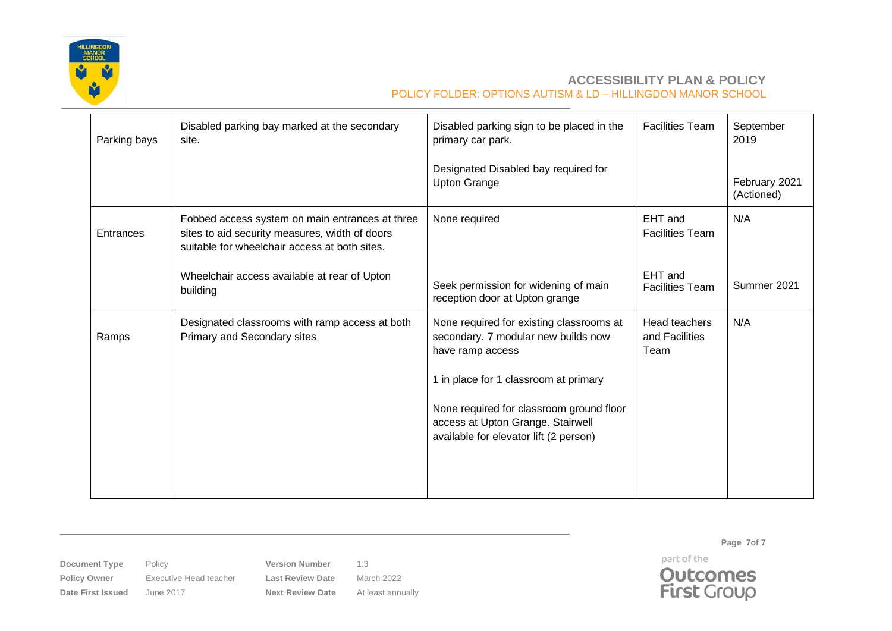| Parking bays | Disabled parking bay marked at the secondary site. | Disabled parking sign to be placed in the primary car park.<br><br>Designated Disabled bay required for Upton Grange | Facilities Team | September 2019<br><br>February 2021 (Actioned) |
|---|---|---|---|---|
| Entrances | Fobbed access system on main entrances at three sites to aid security measures, width of doors suitable for wheelchair access at both sites.<br><br>Wheelchair access available at rear of Upton building | None required<br><br>Seek permission for widening of main reception door at Upton grange | EHT and Facilities Team<br><br>EHT and Facilities Team | N/A<br><br>Summer 2021 |
| Ramps | Designated classrooms with ramp access at both Primary and Secondary sites | None required for existing classrooms at secondary. 7 modular new builds now have ramp access<br><br>1 in place for 1 classroom at primary<br><br>None required for classroom ground floor access at Upton Grange. Stairwell available for elevator lift (2 person) | Head teachers and Facilities Team | N/A |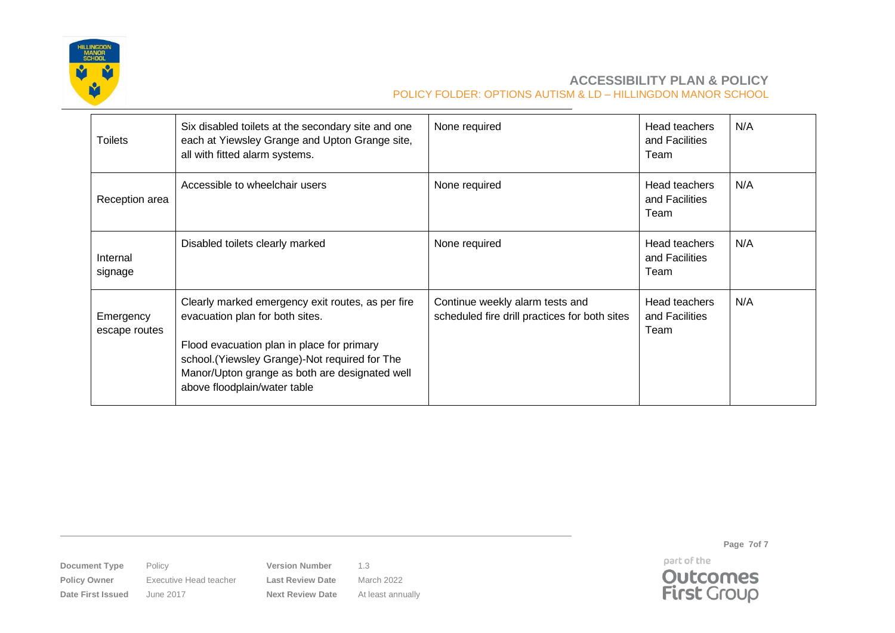| | | | | |
|---|---|---|---|---|
| Toilets | Six disabled toilets at the secondary site and one each at Yiewsley Grange and Upton Grange site, all with fitted alarm systems. | None required | Head teachers and Facilities Team | N/A |
| Reception area | Accessible to wheelchair users | None required | Head teachers and Facilities Team | N/A |
| Internal signage | Disabled toilets clearly marked | None required | Head teachers and Facilities Team | N/A |
| Emergency escape routes | Clearly marked emergency exit routes, as per fire evacuation plan for both sites.<br><br>Flood evacuation plan in place for primary school.(Yiewsley Grange)-Not required for The Manor/Upton grange as both are designated well above floodplain/water table | Continue weekly alarm tests and scheduled fire drill practices for both sites | Head teachers and Facilities Team | N/A |